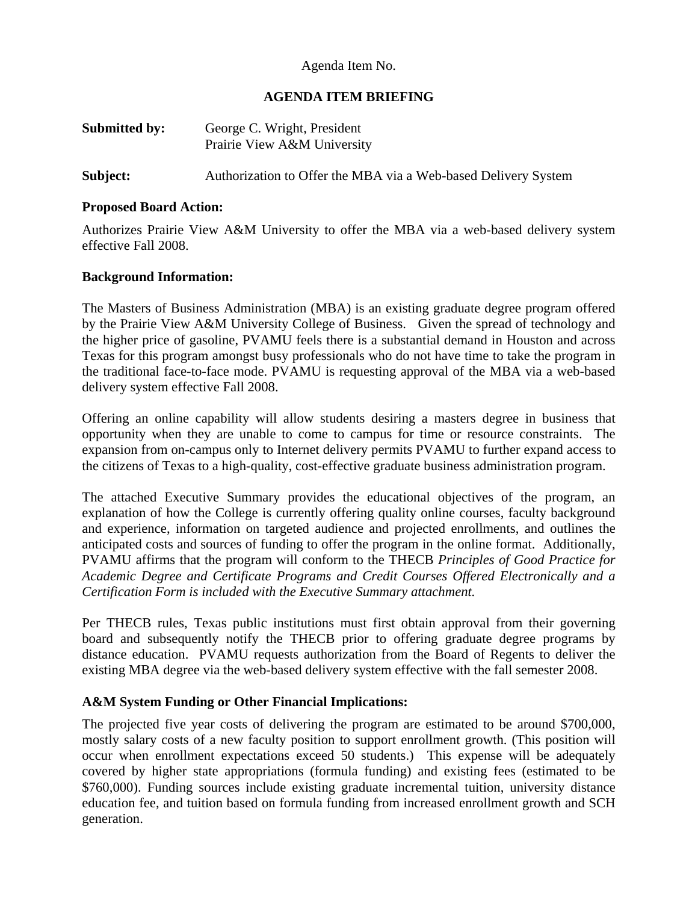Agenda Item No.

# AGENDA ITEM BRIEFING

**Submitted by:** George C. Wright, President
Prairie View A&M University

**Subject:** Authorization to Offer the MBA via a Web-based Delivery System

**Proposed Board Action:**

Authorizes Prairie View A&M University to offer the MBA via a web-based delivery system effective Fall 2008.

**Background Information:**

The Masters of Business Administration (MBA) is an existing graduate degree program offered by the Prairie View A&M University College of Business. Given the spread of technology and the higher price of gasoline, PVAMU feels there is a substantial demand in Houston and across Texas for this program amongst busy professionals who do not have time to take the program in the traditional face-to-face mode. PVAMU is requesting approval of the MBA via a web-based delivery system effective Fall 2008.

Offering an online capability will allow students desiring a masters degree in business that opportunity when they are unable to come to campus for time or resource constraints. The expansion from on-campus only to Internet delivery permits PVAMU to further expand access to the citizens of Texas to a high-quality, cost-effective graduate business administration program.

The attached Executive Summary provides the educational objectives of the program, an explanation of how the College is currently offering quality online courses, faculty background and experience, information on targeted audience and projected enrollments, and outlines the anticipated costs and sources of funding to offer the program in the online format. Additionally, PVAMU affirms that the program will conform to the THECB *Principles of Good Practice for Academic Degree and Certificate Programs and Credit Courses Offered Electronically and a Certification Form is included with the Executive Summary attachment.*

Per THECB rules, Texas public institutions must first obtain approval from their governing board and subsequently notify the THECB prior to offering graduate degree programs by distance education. PVAMU requests authorization from the Board of Regents to deliver the existing MBA degree via the web-based delivery system effective with the fall semester 2008.

**A&M System Funding or Other Financial Implications:**

The projected five year costs of delivering the program are estimated to be around $700,000, mostly salary costs of a new faculty position to support enrollment growth. (This position will occur when enrollment expectations exceed 50 students.) This expense will be adequately covered by higher state appropriations (formula funding) and existing fees (estimated to be $760,000). Funding sources include existing graduate incremental tuition, university distance education fee, and tuition based on formula funding from increased enrollment growth and SCH generation.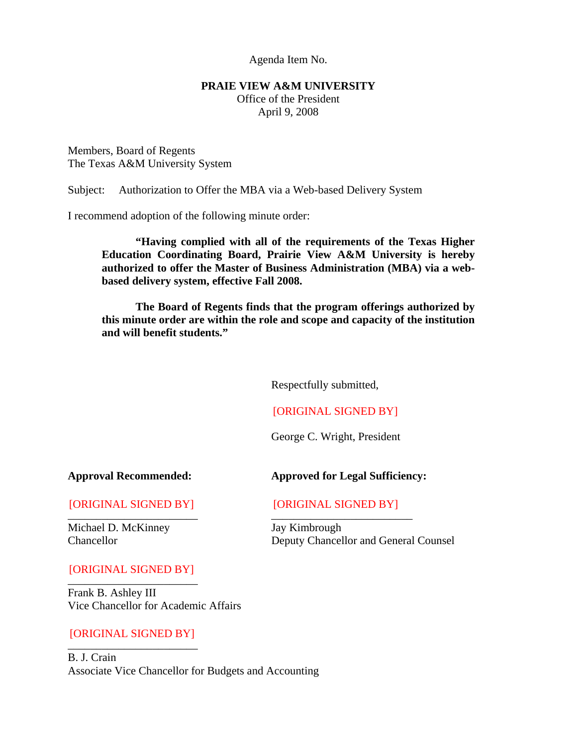Agenda Item No.

**PRAIE VIEW A&M UNIVERSITY**
Office of the President
April 9, 2008

Members, Board of Regents
The Texas A&M University System

Subject: Authorization to Offer the MBA via a Web-based Delivery System

I recommend adoption of the following minute order:

> **"Having complied with all of the requirements of the Texas Higher Education Coordinating Board, Prairie View A&M University is hereby authorized to offer the Master of Business Administration (MBA) via a web-based delivery system, effective Fall 2008.**
>
> **The Board of Regents finds that the program offerings authorized by this minute order are within the role and scope and capacity of the institution and will benefit students."**

Respectfully submitted,

[ORIGINAL SIGNED BY]

George C. Wright, President

**Approval Recommended:**

[ORIGINAL SIGNED BY]
_______________________
Michael D. McKinney
Chancellor

[ORIGINAL SIGNED BY]
_______________________
Frank B. Ashley III
Vice Chancellor for Academic Affairs

[ORIGINAL SIGNED BY]
_______________________
B. J. Crain
Associate Vice Chancellor for Budgets and Accounting

**Approved for Legal Sufficiency:**

[ORIGINAL SIGNED BY]
_______________________
Jay Kimbrough
Deputy Chancellor and General Counsel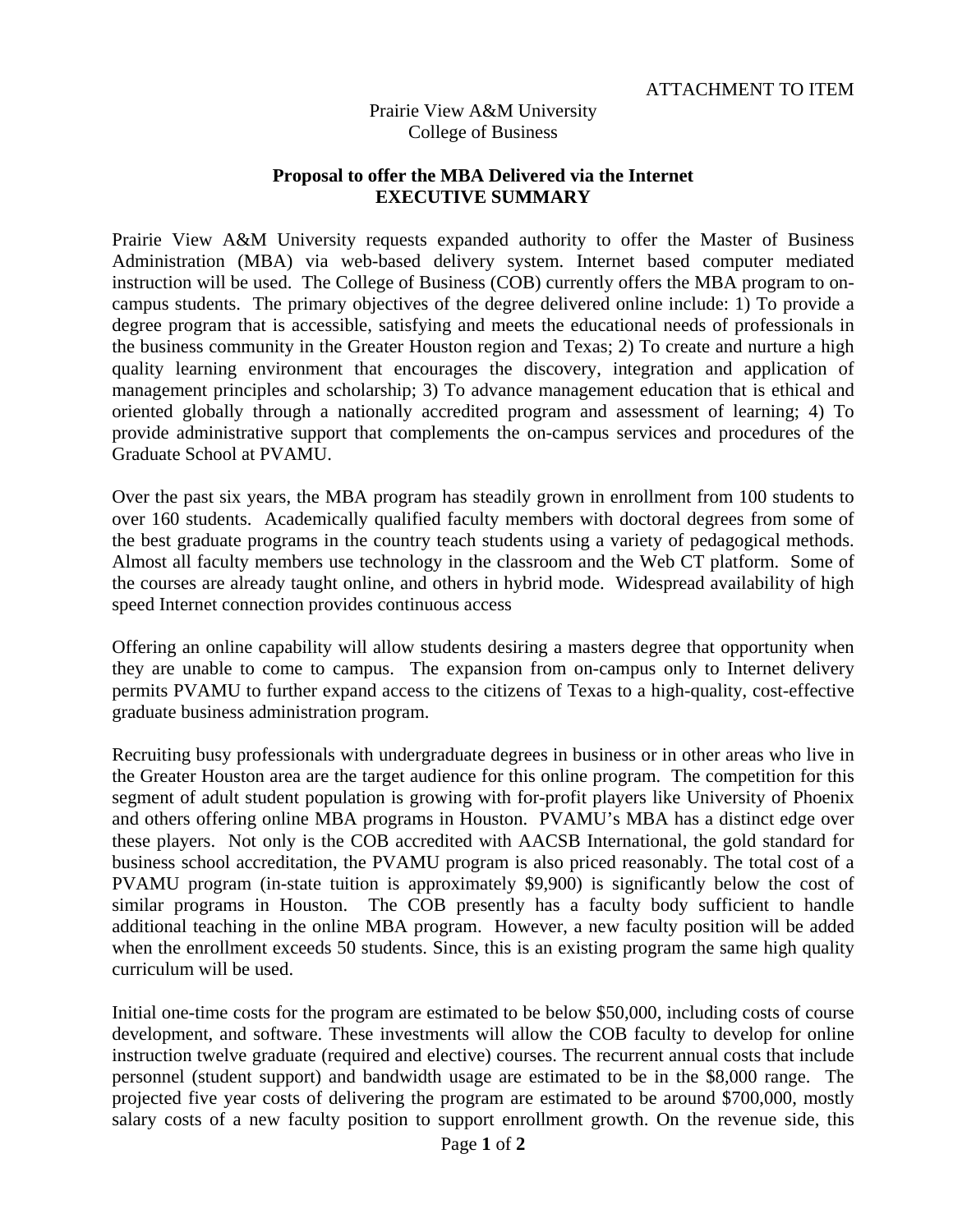ATTACHMENT TO ITEM

Prairie View A&M University
College of Business

**Proposal to offer the MBA Delivered via the Internet**
**EXECUTIVE SUMMARY**

Prairie View A&M University requests expanded authority to offer the Master of Business Administration (MBA) via web-based delivery system. Internet based computer mediated instruction will be used. The College of Business (COB) currently offers the MBA program to on-campus students. The primary objectives of the degree delivered online include: 1) To provide a degree program that is accessible, satisfying and meets the educational needs of professionals in the business community in the Greater Houston region and Texas; 2) To create and nurture a high quality learning environment that encourages the discovery, integration and application of management principles and scholarship; 3) To advance management education that is ethical and oriented globally through a nationally accredited program and assessment of learning; 4) To provide administrative support that complements the on-campus services and procedures of the Graduate School at PVAMU.

Over the past six years, the MBA program has steadily grown in enrollment from 100 students to over 160 students. Academically qualified faculty members with doctoral degrees from some of the best graduate programs in the country teach students using a variety of pedagogical methods. Almost all faculty members use technology in the classroom and the Web CT platform. Some of the courses are already taught online, and others in hybrid mode. Widespread availability of high speed Internet connection provides continuous access

Offering an online capability will allow students desiring a masters degree that opportunity when they are unable to come to campus. The expansion from on-campus only to Internet delivery permits PVAMU to further expand access to the citizens of Texas to a high-quality, cost-effective graduate business administration program.

Recruiting busy professionals with undergraduate degrees in business or in other areas who live in the Greater Houston area are the target audience for this online program. The competition for this segment of adult student population is growing with for-profit players like University of Phoenix and others offering online MBA programs in Houston. PVAMU's MBA has a distinct edge over these players. Not only is the COB accredited with AACSB International, the gold standard for business school accreditation, the PVAMU program is also priced reasonably. The total cost of a PVAMU program (in-state tuition is approximately $9,900) is significantly below the cost of similar programs in Houston. The COB presently has a faculty body sufficient to handle additional teaching in the online MBA program. However, a new faculty position will be added when the enrollment exceeds 50 students. Since, this is an existing program the same high quality curriculum will be used.

Initial one-time costs for the program are estimated to be below $50,000, including costs of course development, and software. These investments will allow the COB faculty to develop for online instruction twelve graduate (required and elective) courses. The recurrent annual costs that include personnel (student support) and bandwidth usage are estimated to be in the $8,000 range. The projected five year costs of delivering the program are estimated to be around $700,000, mostly salary costs of a new faculty position to support enrollment growth. On the revenue side, this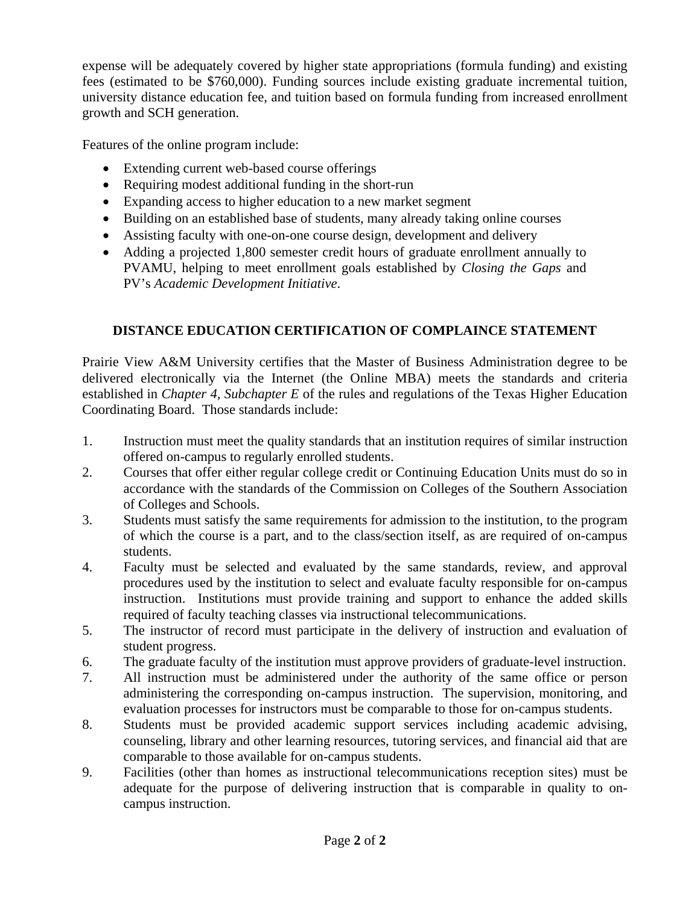expense will be adequately covered by higher state appropriations (formula funding) and existing fees (estimated to be $760,000). Funding sources include existing graduate incremental tuition, university distance education fee, and tuition based on formula funding from increased enrollment growth and SCH generation.

Features of the online program include:

- Extending current web-based course offerings
- Requiring modest additional funding in the short-run
- Expanding access to higher education to a new market segment
- Building on an established base of students, many already taking online courses
- Assisting faculty with one-on-one course design, development and delivery
- Adding a projected 1,800 semester credit hours of graduate enrollment annually to PVAMU, helping to meet enrollment goals established by *Closing the Gaps* and PV's *Academic Development Initiative*.

## DISTANCE EDUCATION CERTIFICATION OF COMPLAINCE STATEMENT

Prairie View A&M University certifies that the Master of Business Administration degree to be delivered electronically via the Internet (the Online MBA) meets the standards and criteria established in *Chapter 4, Subchapter E* of the rules and regulations of the Texas Higher Education Coordinating Board. Those standards include:

1. Instruction must meet the quality standards that an institution requires of similar instruction offered on-campus to regularly enrolled students.
2. Courses that offer either regular college credit or Continuing Education Units must do so in accordance with the standards of the Commission on Colleges of the Southern Association of Colleges and Schools.
3. Students must satisfy the same requirements for admission to the institution, to the program of which the course is a part, and to the class/section itself, as are required of on-campus students.
4. Faculty must be selected and evaluated by the same standards, review, and approval procedures used by the institution to select and evaluate faculty responsible for on-campus instruction. Institutions must provide training and support to enhance the added skills required of faculty teaching classes via instructional telecommunications.
5. The instructor of record must participate in the delivery of instruction and evaluation of student progress.
6. The graduate faculty of the institution must approve providers of graduate-level instruction.
7. All instruction must be administered under the authority of the same office or person administering the corresponding on-campus instruction. The supervision, monitoring, and evaluation processes for instructors must be comparable to those for on-campus students.
8. Students must be provided academic support services including academic advising, counseling, library and other learning resources, tutoring services, and financial aid that are comparable to those available for on-campus students.
9. Facilities (other than homes as instructional telecommunications reception sites) must be adequate for the purpose of delivering instruction that is comparable in quality to on-campus instruction.